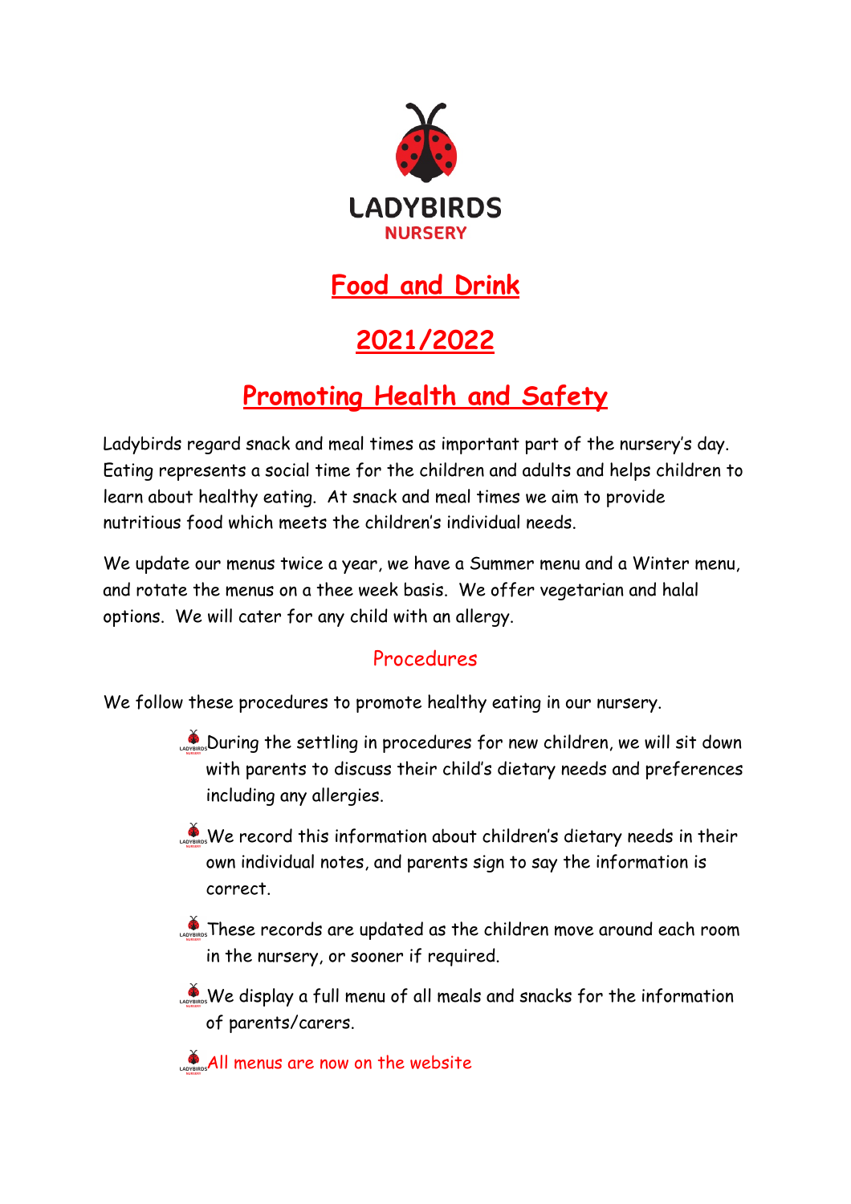LADYBIRDS
NURSERY

# Food and Drink

# 2021/2022

# Promoting Health and Safety

Ladybirds regard snack and meal times as important part of the nursery's day. Eating represents a social time for the children and adults and helps children to learn about healthy eating. At snack and meal times we aim to provide nutritious food which meets the children's individual needs.

We update our menus twice a year, we have a Summer menu and a Winter menu, and rotate the menus on a thee week basis. We offer vegetarian and halal options. We will cater for any child with an allergy.

## Procedures

We follow these procedures to promote healthy eating in our nursery.

- During the settling in procedures for new children, we will sit down with parents to discuss their child's dietary needs and preferences including any allergies.
- We record this information about children's dietary needs in their own individual notes, and parents sign to say the information is correct.
- These records are updated as the children move around each room in the nursery, or sooner if required.
- We display a full menu of all meals and snacks for the information of parents/carers.
- All menus are now on the website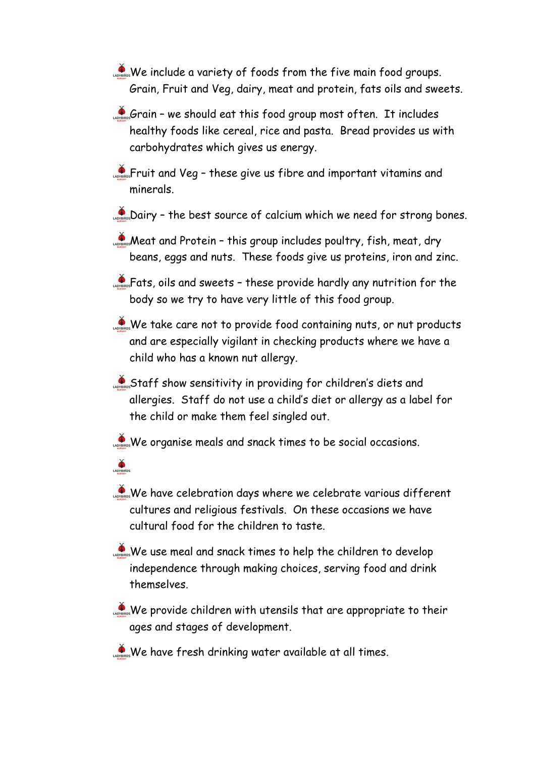- We include a variety of foods from the five main food groups. Grain, Fruit and Veg, dairy, meat and protein, fats oils and sweets.
- Grain – we should eat this food group most often. It includes healthy foods like cereal, rice and pasta. Bread provides us with carbohydrates which gives us energy.
- Fruit and Veg – these give us fibre and important vitamins and minerals.
- Dairy – the best source of calcium which we need for strong bones.
- Meat and Protein – this group includes poultry, fish, meat, dry beans, eggs and nuts. These foods give us proteins, iron and zinc.
- Fats, oils and sweets – these provide hardly any nutrition for the body so we try to have very little of this food group.
- We take care not to provide food containing nuts, or nut products and are especially vigilant in checking products where we have a child who has a known nut allergy.
- Staff show sensitivity in providing for children's diets and allergies. Staff do not use a child's diet or allergy as a label for the child or make them feel singled out.
- We organise meals and snack times to be social occasions.
- 
- We have celebration days where we celebrate various different cultures and religious festivals. On these occasions we have cultural food for the children to taste.
- We use meal and snack times to help the children to develop independence through making choices, serving food and drink themselves.
- We provide children with utensils that are appropriate to their ages and stages of development.
- We have fresh drinking water available at all times.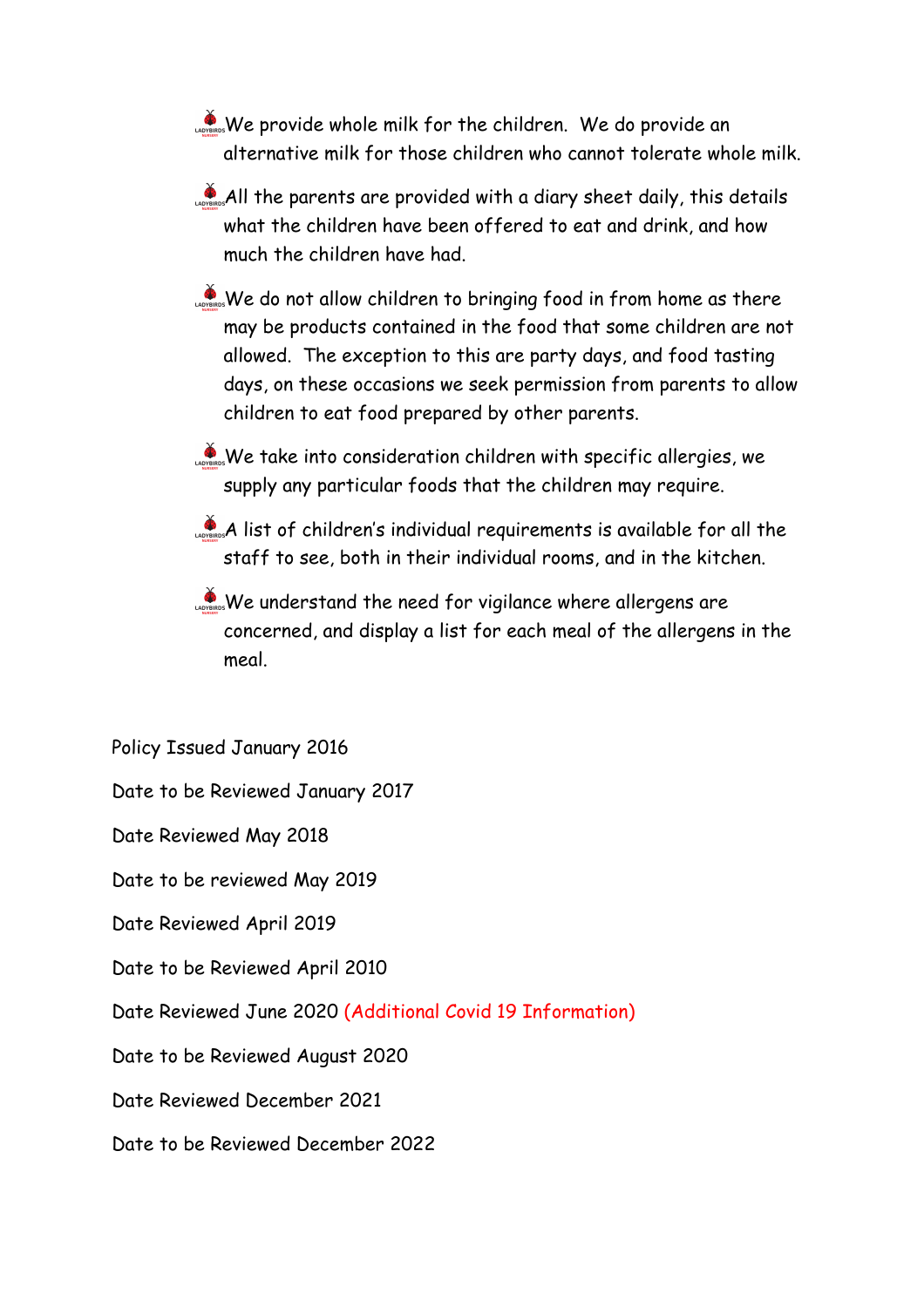- We provide whole milk for the children. We do provide an alternative milk for those children who cannot tolerate whole milk.
- All the parents are provided with a diary sheet daily, this details what the children have been offered to eat and drink, and how much the children have had.
- We do not allow children to bringing food in from home as there may be products contained in the food that some children are not allowed. The exception to this are party days, and food tasting days, on these occasions we seek permission from parents to allow children to eat food prepared by other parents.
- We take into consideration children with specific allergies, we supply any particular foods that the children may require.
- A list of children's individual requirements is available for all the staff to see, both in their individual rooms, and in the kitchen.
- We understand the need for vigilance where allergens are concerned, and display a list for each meal of the allergens in the meal.

Policy Issued January 2016

Date to be Reviewed January 2017

Date Reviewed May 2018

Date to be reviewed May 2019

Date Reviewed April 2019

Date to be Reviewed April 2010

Date Reviewed June 2020 (Additional Covid 19 Information)

Date to be Reviewed August 2020

Date Reviewed December 2021

Date to be Reviewed December 2022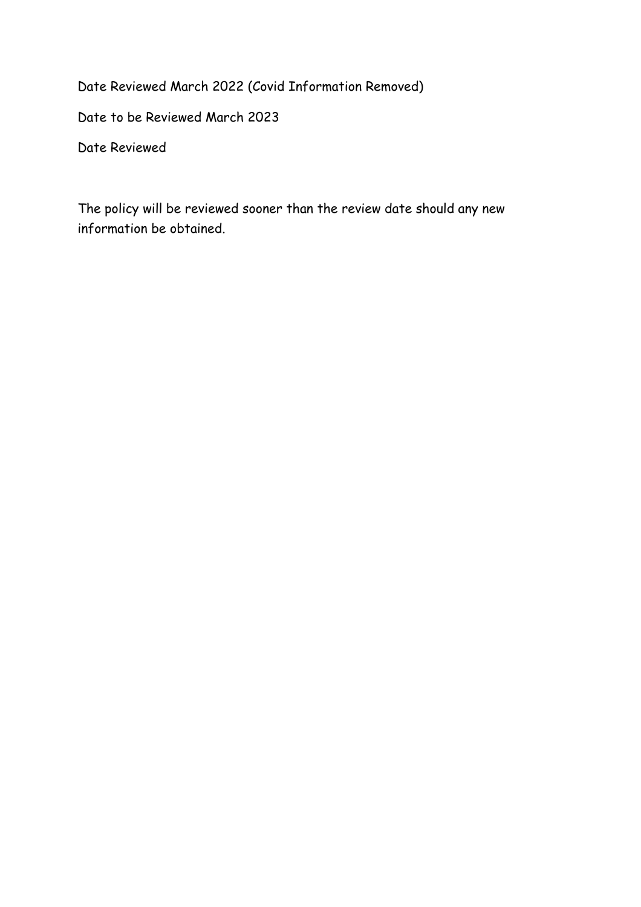Date Reviewed March 2022 (Covid Information Removed)

Date to be Reviewed March 2023

Date Reviewed

The policy will be reviewed sooner than the review date should any new information be obtained.